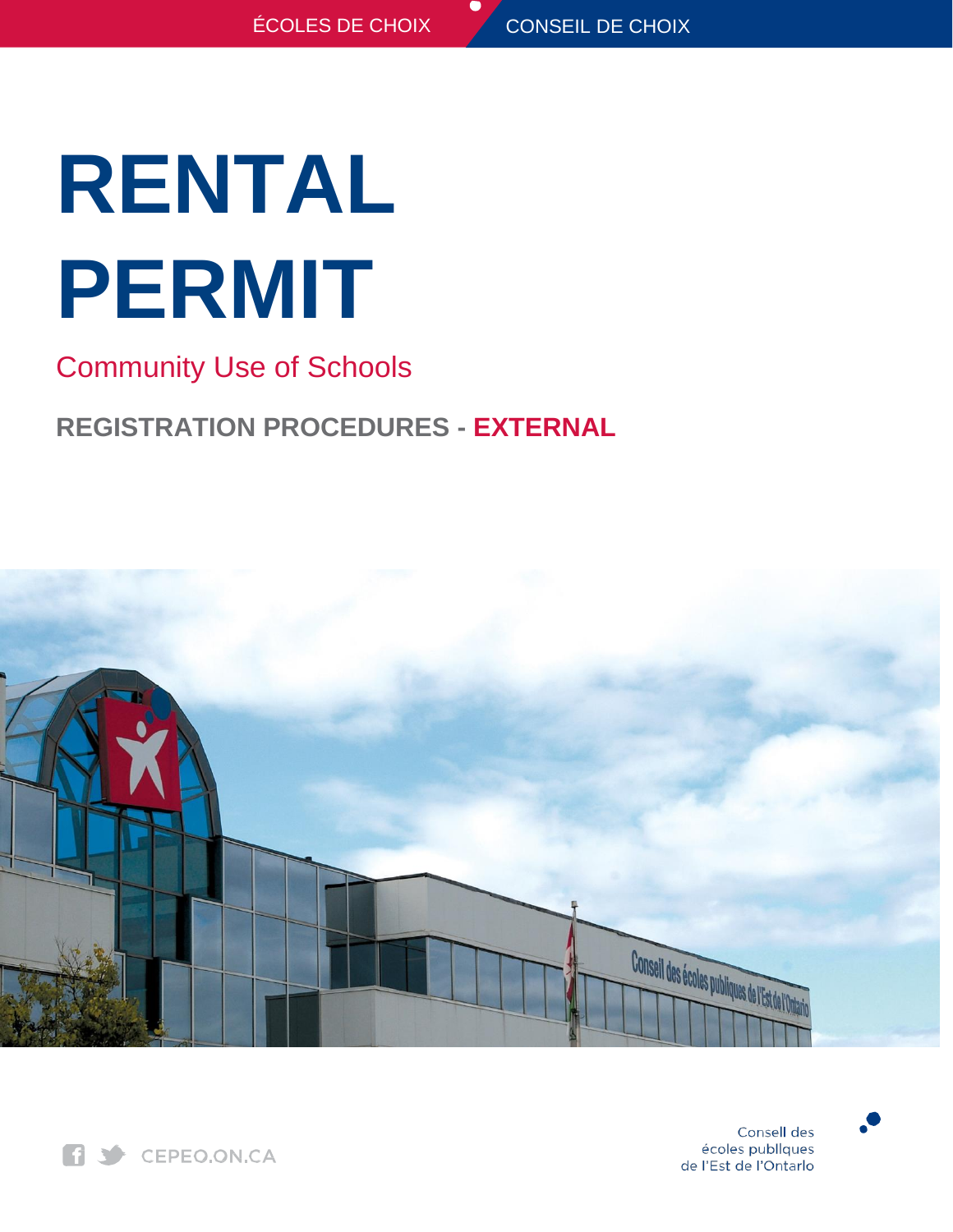ÉCOLES DE CHOIX CONSEIL DE CHOIX

# RENTAL PERMIT

## Community Use of Schools

### REGISTRATION PROCEDURES - EXTERNAL

CEPEO.ON.CA

Conseil des écoles publiques de l'Est de l'Ontario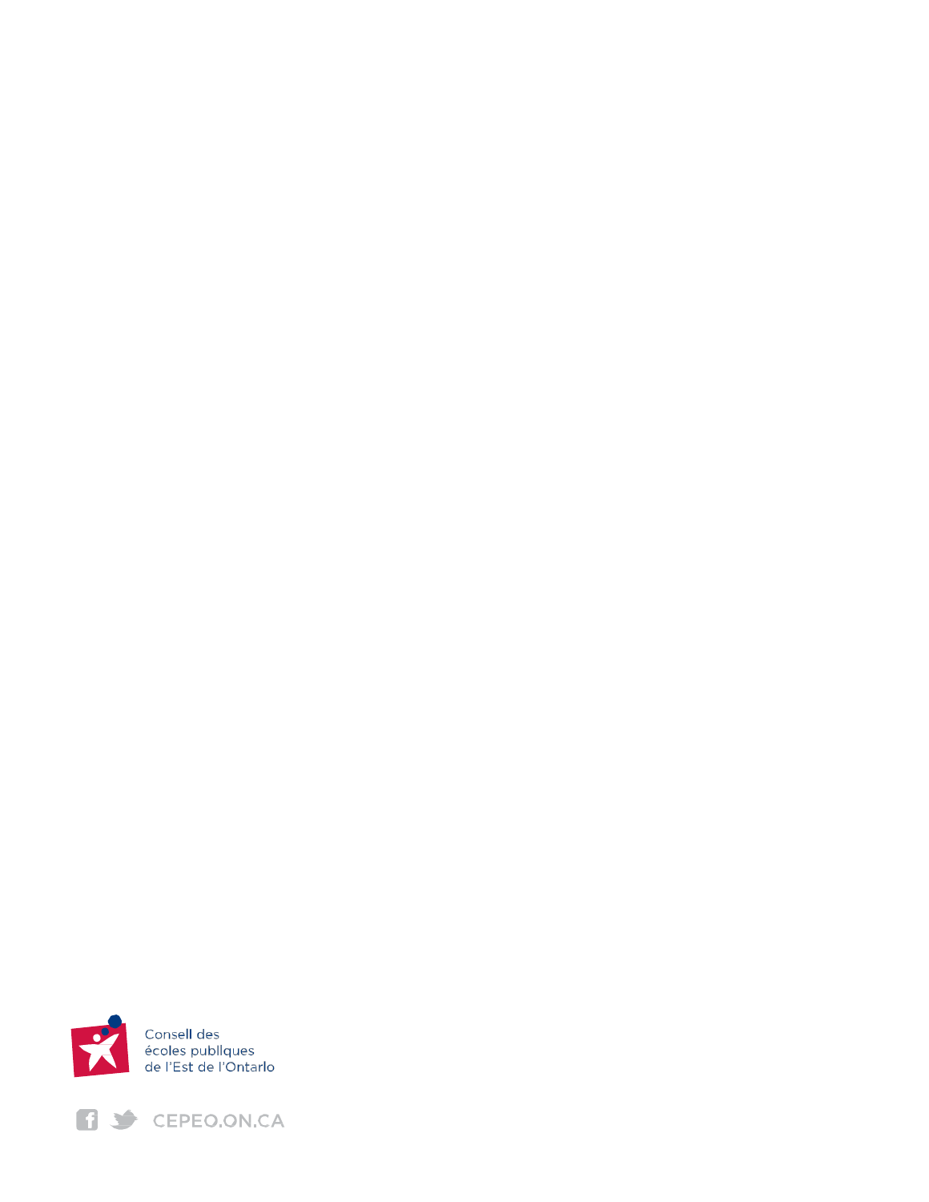Conseil des
écoles publiques
de l'Est de l'Ontario

CEPEO.ON.CA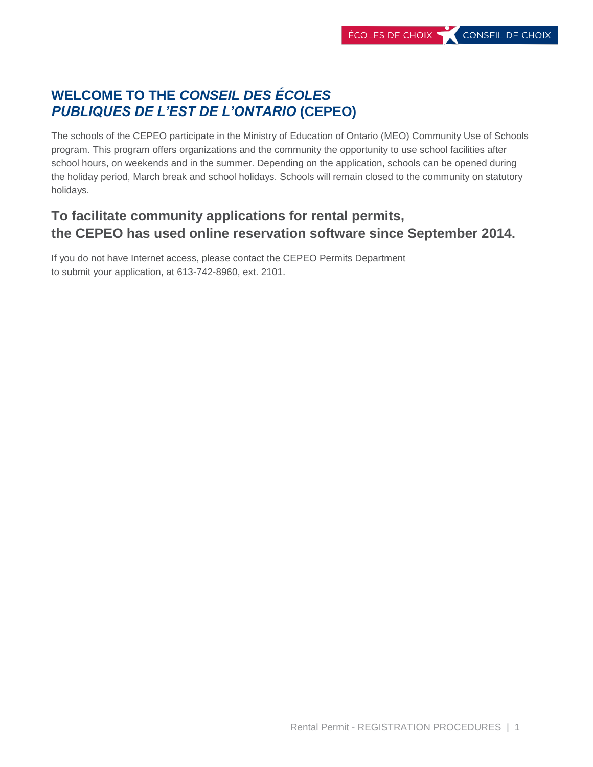# WELCOME TO THE *CONSEIL DES ÉCOLES PUBLIQUES DE L'EST DE L'ONTARIO* (CEPEO)

The schools of the CEPEO participate in the Ministry of Education of Ontario (MEO) Community Use of Schools program. This program offers organizations and the community the opportunity to use school facilities after school hours, on weekends and in the summer. Depending on the application, schools can be opened during the holiday period, March break and school holidays. Schools will remain closed to the community on statutory holidays.

## To facilitate community applications for rental permits, the CEPEO has used online reservation software since September 2014.

If you do not have Internet access, please contact the CEPEO Permits Department to submit your application, at 613-742-8960, ext. 2101.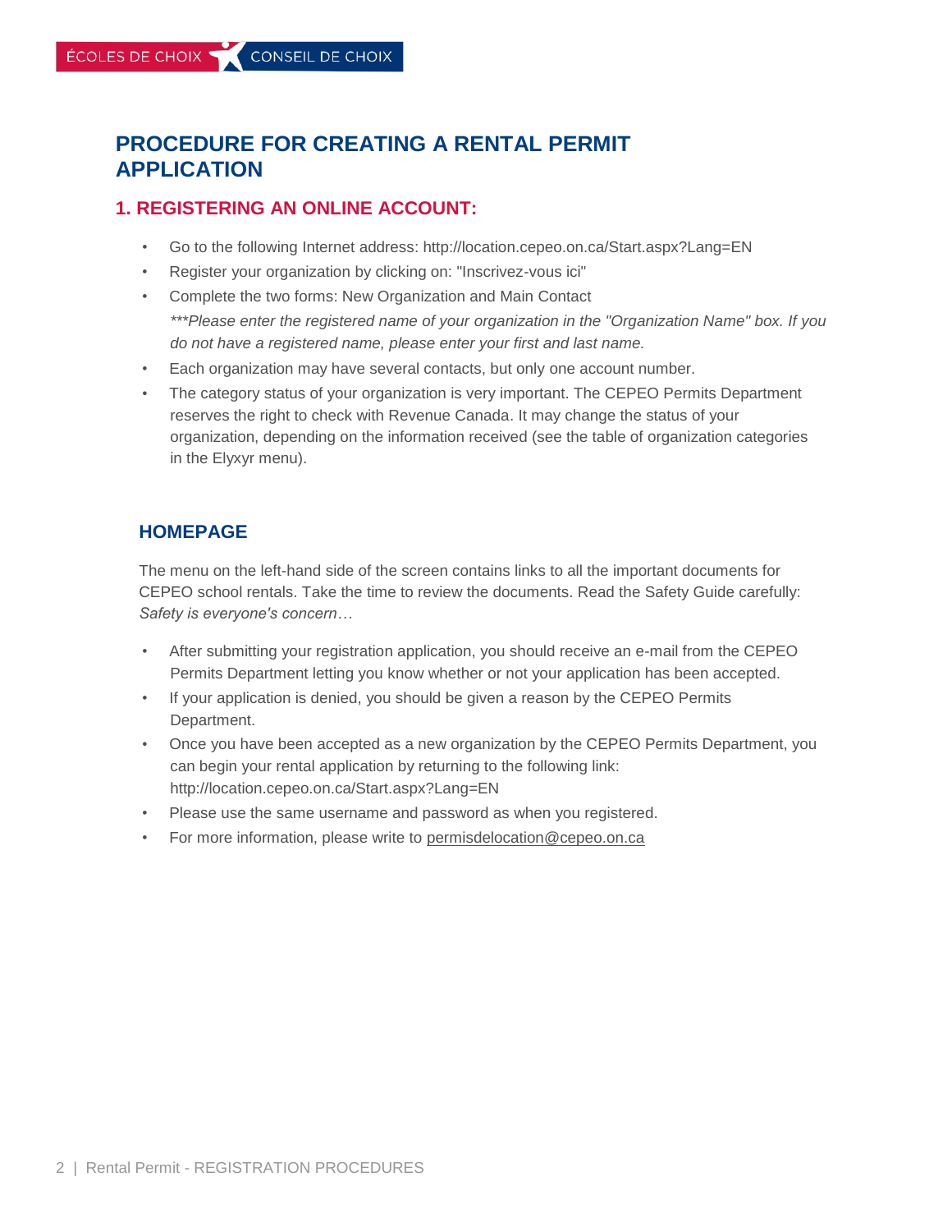# PROCEDURE FOR CREATING A RENTAL PERMIT APPLICATION

## 1. REGISTERING AN ONLINE ACCOUNT:

- Go to the following Internet address: http://location.cepeo.on.ca/Start.aspx?Lang=EN
- Register your organization by clicking on: "Inscrivez-vous ici"
- Complete the two forms: New Organization and Main Contact

  ****Please enter the registered name of your organization in the "Organization Name" box. If you do not have a registered name, please enter your first and last name.*
- Each organization may have several contacts, but only one account number.
- The category status of your organization is very important. The CEPEO Permits Department reserves the right to check with Revenue Canada. It may change the status of your organization, depending on the information received (see the table of organization categories in the Elyxyr menu).

### HOMEPAGE

The menu on the left-hand side of the screen contains links to all the important documents for CEPEO school rentals. Take the time to review the documents. Read the Safety Guide carefully: *Safety is everyone's concern…*

- After submitting your registration application, you should receive an e-mail from the CEPEO Permits Department letting you know whether or not your application has been accepted.
- If your application is denied, you should be given a reason by the CEPEO Permits Department.
- Once you have been accepted as a new organization by the CEPEO Permits Department, you can begin your rental application by returning to the following link: http://location.cepeo.on.ca/Start.aspx?Lang=EN
- Please use the same username and password as when you registered.
- For more information, please write to permisdelocation@cepeo.on.ca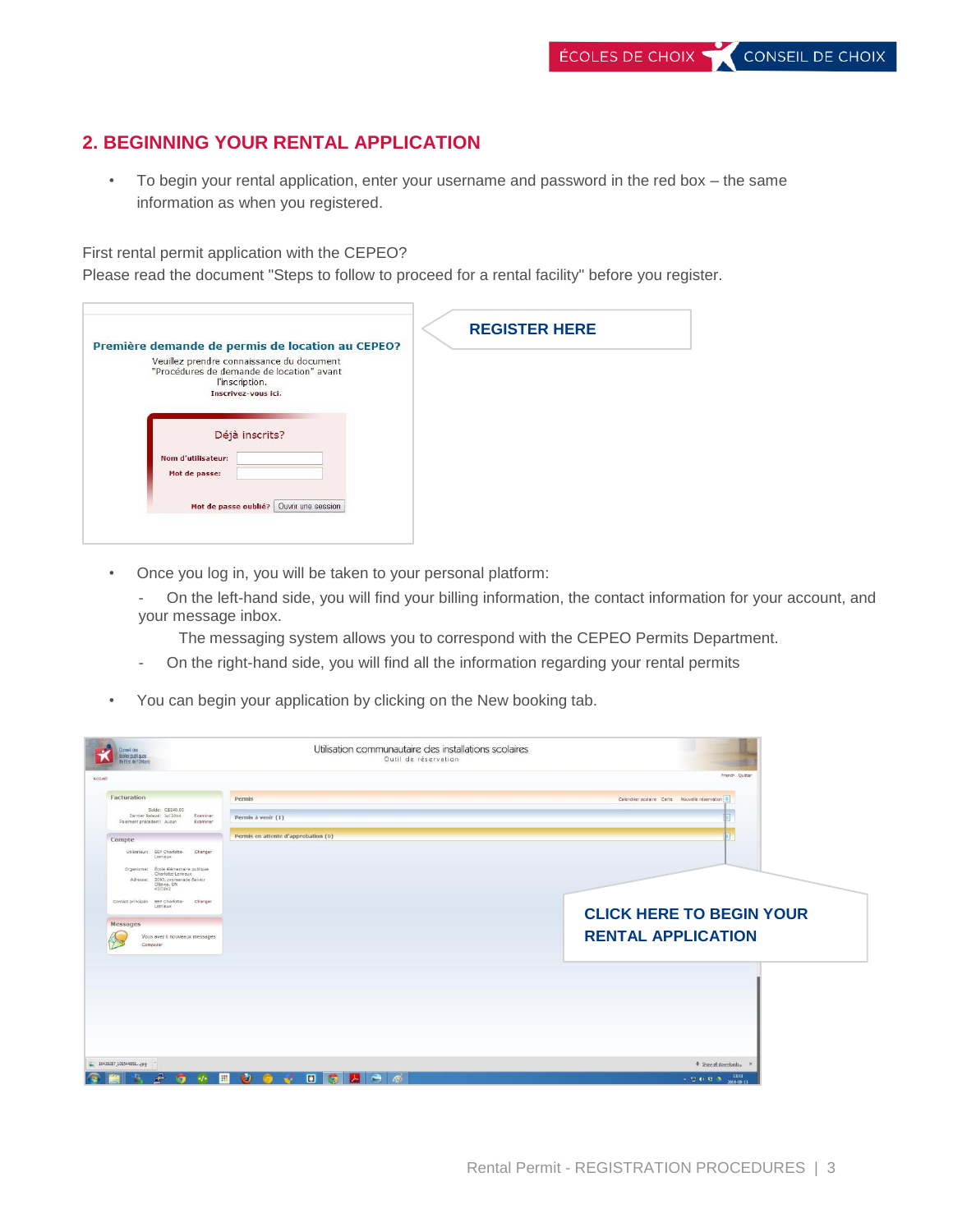## 2. BEGINNING YOUR RENTAL APPLICATION

- To begin your rental application, enter your username and password in the red box – the same information as when you registered.

First rental permit application with the CEPEO?
Please read the document "Steps to follow to proceed for a rental facility" before you register.

**Première demande de permis de location au CEPEO?**
Veuillez prendre connaissance du document "Procédures de demande de location" avant l'inscription.
**Inscrivez-vous ici.**

Déjà inscrits?
**Nom d'utilisateur:**
**Mot de passe:**
**Mot de passe oublié?** Ouvrir une session

**REGISTER HERE**

- Once you log in, you will be taken to your personal platform:
  - On the left-hand side, you will find your billing information, the contact information for your account, and your message inbox.
    The messaging system allows you to correspond with the CEPEO Permits Department.
  - On the right-hand side, you will find all the information regarding your rental permits

- You can begin your application by clicking on the New booking tab.

**CLICK HERE TO BEGIN YOUR RENTAL APPLICATION**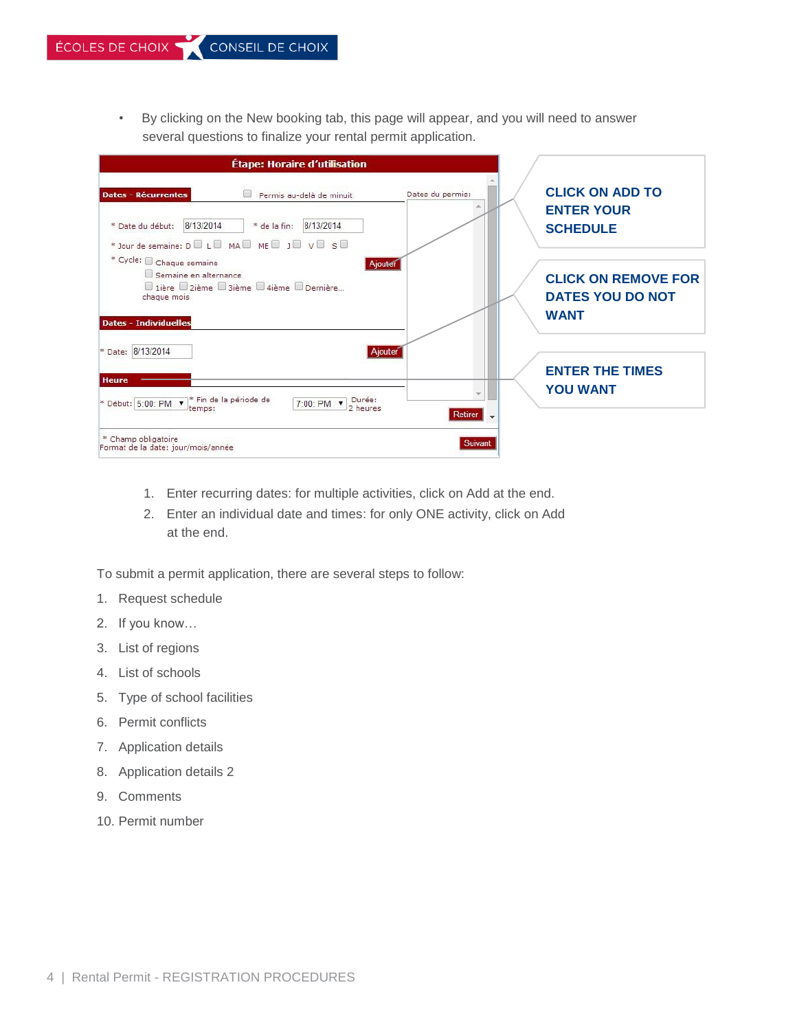- By clicking on the New booking tab, this page will appear, and you will need to answer several questions to finalize your rental permit application.

Étape: Horaire d'utilisation

Dates - Récurrentes — Permis au-delà de minuit — Dates du permis:

\* Date du début: 8/13/2014 \* de la fin: 8/13/2014

\* Jour de semaine: D L MA ME J V S

\* Cycle: Chaque semaine / Semaine en alternance / 1ière 2ième 3ième 4ième Dernière... chaque mois — Ajouter

Dates - Individuelles

\* Date: 8/13/2014 — Ajouter

Heure

\* Début: 5:00 PM \* Fin de la période de temps: 7:00 PM Durée: 2 heures — Retirer

\* Champ obligatoire
Format de la date: jour/mois/année — Suivant

**CLICK ON ADD TO ENTER YOUR SCHEDULE**

**CLICK ON REMOVE FOR DATES YOU DO NOT WANT**

**ENTER THE TIMES YOU WANT**

1. Enter recurring dates: for multiple activities, click on Add at the end.
2. Enter an individual date and times: for only ONE activity, click on Add at the end.

To submit a permit application, there are several steps to follow:

1. Request schedule
2. If you know…
3. List of regions
4. List of schools
5. Type of school facilities
6. Permit conflicts
7. Application details
8. Application details 2
9. Comments
10. Permit number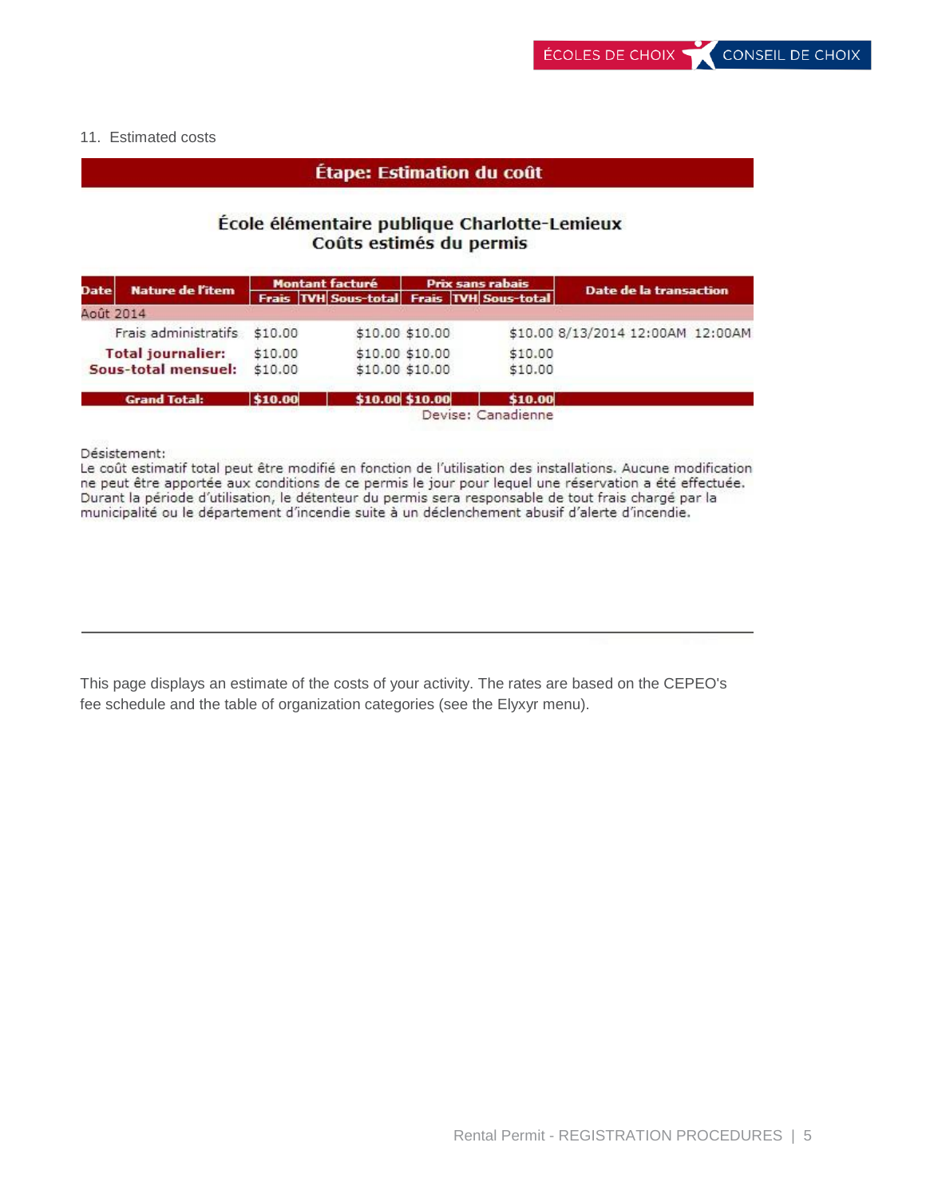11. Estimated costs

## Étape: Estimation du coût

### École élémentaire publique Charlotte-Lemieux
### Coûts estimés du permis

| Date | Nature de l'item | Montant facturé | | | Prix sans rabais | | | Date de la transaction |
|---|---|---|---|---|---|---|---|---|
| | | Frais | TVH | Sous-total | Frais | TVH | Sous-total | |
| Août 2014 | | | | | | | | |
| | Frais administratifs | $10.00 | | $10.00 | $10.00 | | $10.00 | 8/13/2014 12:00AM 12:00AM |
| | **Total journalier:** | $10.00 | | $10.00 | $10.00 | | $10.00 | |
| | **Sous-total mensuel:** | $10.00 | | $10.00 | $10.00 | | $10.00 | |
| | **Grand Total:** | **$10.00** | | **$10.00** | **$10.00** | | **$10.00** | |

Devise: Canadienne

Désistement:
Le coût estimatif total peut être modifié en fonction de l'utilisation des installations. Aucune modification ne peut être apportée aux conditions de ce permis le jour pour lequel une réservation a été effectuée. Durant la période d'utilisation, le détenteur du permis sera responsable de tout frais chargé par la municipalité ou le département d'incendie suite à un déclenchement abusif d'alerte d'incendie.

---

This page displays an estimate of the costs of your activity. The rates are based on the CEPEO's fee schedule and the table of organization categories (see the Elyxyr menu).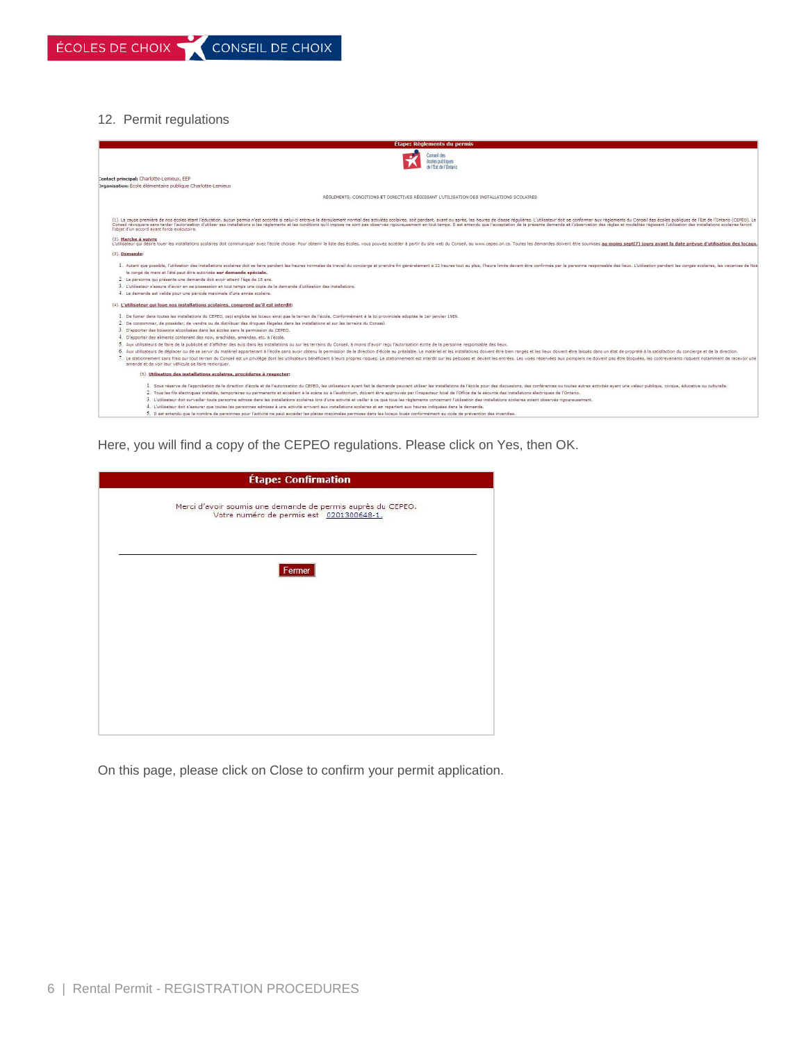12. Permit regulations

## Étape: Règlements du permis

Conseil des écoles publiques de l'Est de l'Ontario

**Contact principal:** Charlotte-Lemieux, EEP
**Organisation:** École élémentaire publique Charlotte-Lemieux

RÈGLEMENTS, CONDITIONS ET DIRECTIVES RÉGISSANT L'UTILISATION DES INSTALLATIONS SCOLAIRES

(1). La cause première de nos écoles étant l'éducation, aucun permis n'est accordé si celui-ci entrave le déroulement normal des activités scolaires, soit pendant, avant ou après, les heures de classe régulières. L'utilisateur doit se conformer aux règlements du Conseil des écoles publiques de l'Est de l'Ontario (CEPEO). Le Conseil révoquera sans tarder l'autorisation d'utiliser ses installations si les règlements et les conditions qu'il impose ne sont pas observés rigoureusement en tout temps. Il est entendu que l'acceptation de la présente demande et l'observation des règles et modalités régissant l'utilisation des installations scolaires feront l'objet d'un accord ayant force exécutoire.

(2). **Marche à suivre**
L'utilisateur qui désire louer les installations scolaires doit communiquer avec l'école choisie. Pour obtenir la liste des écoles, vous pouvez accéder à partir du site web du Conseil, au www.cepeo.on.ca. Toutes les demandes doivent être soumises **au moins sept(7) jours avant la date prévue d'utilisation des locaux.**

(3). **Demande:**

1. Autant que possible, l'utilisation des installations scolaires doit se faire pendant les heures normales de travail du concierge et prendre fin généralement à 22 heures tout au plus, l'heure limite devant être confirmée par la personne responsable des lieux. L'utilisation pendant les congés scolaires, les vacances de Noël, le congé de mars et l'été peut être autorisée **sur demande spéciale.**
2. La personne qui présente une demande doit avoir atteint l'âge de 18 ans.
3. L'utilisateur s'assure d'avoir en sa possession en tout temps une copie de la demande d'utilisation des installations.
4. La demande est valide pour une période maximale d'une année scolaire.

(4). **L'utilisateur qui loue nos installations scolaires, comprend qu'il est interdit:**

1. De fumer dans toutes les installations du CEPEO, ceci englobe les locaux ainsi que le terrain de l'école. Conformément à la loi provinciale adoptée le 1er janvier 1989.
2. De consommer, de posséder, de vendre ou de distribuer des drogues illégales dans les installations et sur les terrains du Conseil.
3. D'apporter des boissons alcoolisées dans les écoles sans la permission du CEPEO.
4. D'apporter des aliments contenant des noix, arachides, amandes, etc. à l'école.
5. Aux utilisateurs de faire de la publicité et d'afficher des avis dans les installations ou sur les terrains du Conseil, à moins d'avoir reçu l'autorisation écrite de la personne responsable des lieux.
6. Aux utilisateurs de déplacer ou de se servir du matériel appartenant à l'école sans avoir obtenu la permission de la direction d'école au préalable. Le matériel et les installations doivent être bien rangés et les lieux doivent être laissés dans un état de propreté à la satisfaction du concierge et de la direction.
7. Le stationnement sans frais sur tout terrain du Conseil est un privilège dont les utilisateurs bénéficient à leurs propres risques. Le stationnement est interdit sur les pelouses et devant les entrées. Les voies réservées aux pompiers ne doivent pas être bloquées, les contrevenants risquent notamment de recevoir une amende et de voir leur véhicule se faire remorquer.

(5). **Utilisation des installations scolaires, procédures à respecter:**

1. Sous réserve de l'approbation de la direction d'école et de l'autorisation du CEPEO, les utilisateurs ayant fait la demande peuvent utiliser les installations de l'école pour des discussions, des conférences ou toutes autres activités ayant une valeur publique, civique, éducative ou culturelle.
2. Tous les fils électriques installés, temporaires ou permanents et accédant à la scène ou à l'auditorium, doivent être approuvés par l'inspecteur local de l'Office de la sécurité des installations électriques de l'Ontario.
3. L'utilisateur doit surveiller toute personne admise dans les installations scolaires lors d'une activité et veiller à ce que tous les règlements concernant l'utilisation des installations soient observés rigoureusement.
4. L'utilisateur doit s'assurer que toutes les personnes admises à une activité arrivent aux installations scolaires et en repartant aux heures indiquées dans la demande.
5. Il est entendu que le nombre de personnes pour l'activité ne peut excéder les places maximales permises dans les locaux loués conformément au code de prévention des incendies.

Here, you will find a copy of the CEPEO regulations. Please click on Yes, then OK.

## Étape: Confirmation

Merci d'avoir soumis une demande de permis auprès du CEPEO.
Votre numéro de permis est 0201300648-1.

Fermer

On this page, please click on Close to confirm your permit application.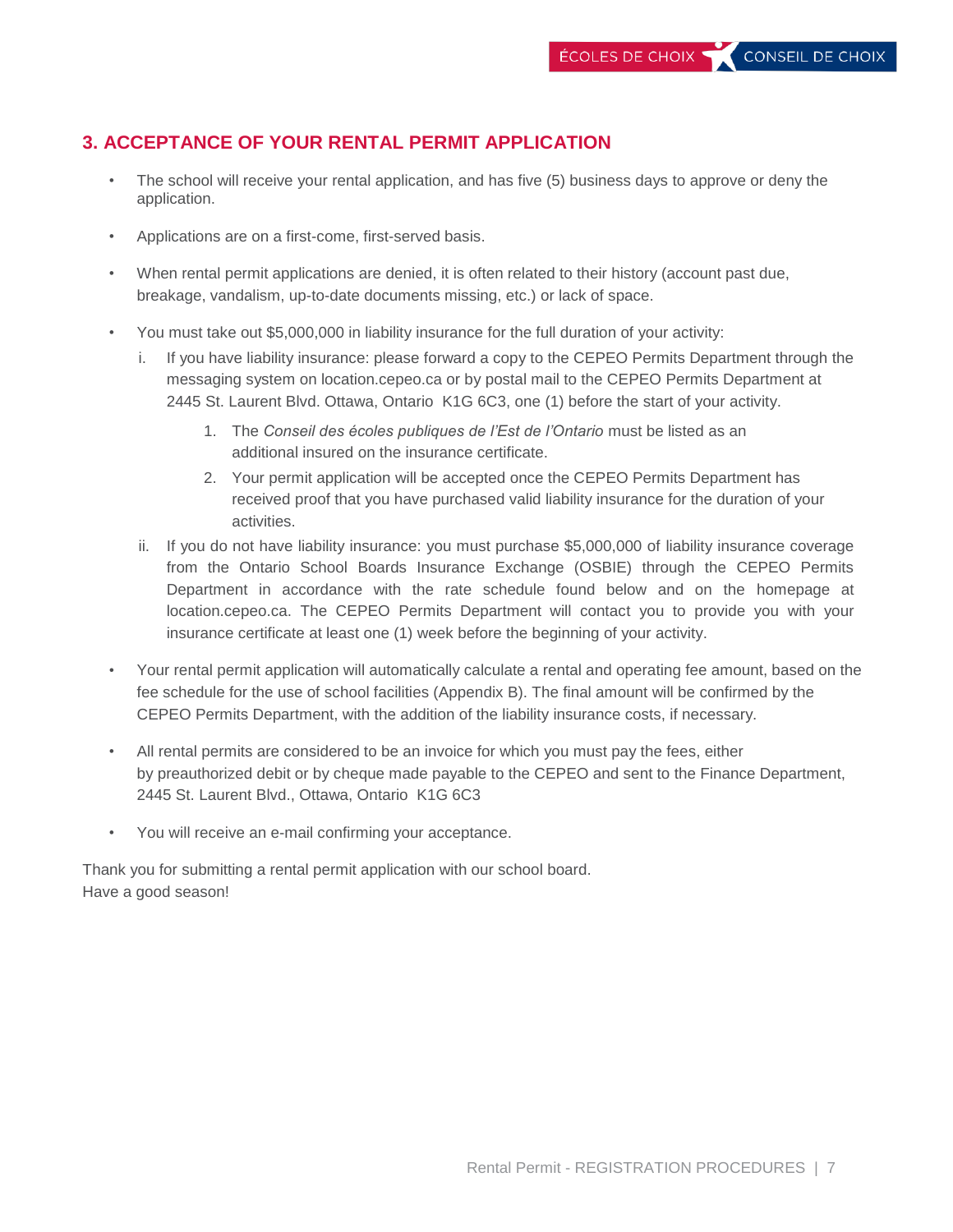## 3. ACCEPTANCE OF YOUR RENTAL PERMIT APPLICATION

- The school will receive your rental application, and has five (5) business days to approve or deny the application.
- Applications are on a first-come, first-served basis.
- When rental permit applications are denied, it is often related to their history (account past due, breakage, vandalism, up-to-date documents missing, etc.) or lack of space.
- You must take out $5,000,000 in liability insurance for the full duration of your activity:
  - i. If you have liability insurance: please forward a copy to the CEPEO Permits Department through the messaging system on location.cepeo.ca or by postal mail to the CEPEO Permits Department at 2445 St. Laurent Blvd. Ottawa, Ontario K1G 6C3, one (1) before the start of your activity.
    1. The *Conseil des écoles publiques de l'Est de l'Ontario* must be listed as an additional insured on the insurance certificate.
    2. Your permit application will be accepted once the CEPEO Permits Department has received proof that you have purchased valid liability insurance for the duration of your activities.
  - ii. If you do not have liability insurance: you must purchase $5,000,000 of liability insurance coverage from the Ontario School Boards Insurance Exchange (OSBIE) through the CEPEO Permits Department in accordance with the rate schedule found below and on the homepage at location.cepeo.ca. The CEPEO Permits Department will contact you to provide you with your insurance certificate at least one (1) week before the beginning of your activity.
- Your rental permit application will automatically calculate a rental and operating fee amount, based on the fee schedule for the use of school facilities (Appendix B). The final amount will be confirmed by the CEPEO Permits Department, with the addition of the liability insurance costs, if necessary.
- All rental permits are considered to be an invoice for which you must pay the fees, either by preauthorized debit or by cheque made payable to the CEPEO and sent to the Finance Department, 2445 St. Laurent Blvd., Ottawa, Ontario K1G 6C3
- You will receive an e-mail confirming your acceptance.

Thank you for submitting a rental permit application with our school board.
Have a good season!